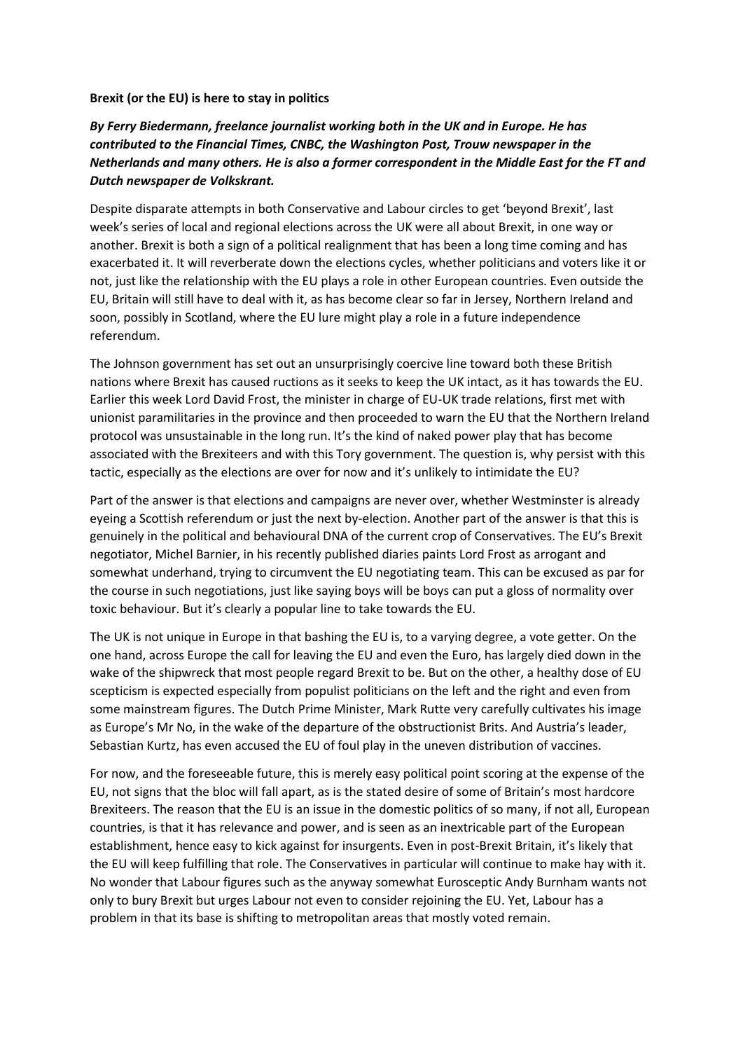**Brexit (or the EU) is here to stay in politics**

***By Ferry Biedermann, freelance journalist working both in the UK and in Europe. He has contributed to the Financial Times, CNBC, the Washington Post, Trouw newspaper in the Netherlands and many others. He is also a former correspondent in the Middle East for the FT and Dutch newspaper de Volkskrant.***

Despite disparate attempts in both Conservative and Labour circles to get 'beyond Brexit', last week's series of local and regional elections across the UK were all about Brexit, in one way or another. Brexit is both a sign of a political realignment that has been a long time coming and has exacerbated it. It will reverberate down the elections cycles, whether politicians and voters like it or not, just like the relationship with the EU plays a role in other European countries. Even outside the EU, Britain will still have to deal with it, as has become clear so far in Jersey, Northern Ireland and soon, possibly in Scotland, where the EU lure might play a role in a future independence referendum.

The Johnson government has set out an unsurprisingly coercive line toward both these British nations where Brexit has caused ructions as it seeks to keep the UK intact, as it has towards the EU. Earlier this week Lord David Frost, the minister in charge of EU-UK trade relations, first met with unionist paramilitaries in the province and then proceeded to warn the EU that the Northern Ireland protocol was unsustainable in the long run. It's the kind of naked power play that has become associated with the Brexiteers and with this Tory government. The question is, why persist with this tactic, especially as the elections are over for now and it's unlikely to intimidate the EU?

Part of the answer is that elections and campaigns are never over, whether Westminster is already eyeing a Scottish referendum or just the next by-election. Another part of the answer is that this is genuinely in the political and behavioural DNA of the current crop of Conservatives. The EU's Brexit negotiator, Michel Barnier, in his recently published diaries paints Lord Frost as arrogant and somewhat underhand, trying to circumvent the EU negotiating team. This can be excused as par for the course in such negotiations, just like saying boys will be boys can put a gloss of normality over toxic behaviour. But it's clearly a popular line to take towards the EU.

The UK is not unique in Europe in that bashing the EU is, to a varying degree, a vote getter. On the one hand, across Europe the call for leaving the EU and even the Euro, has largely died down in the wake of the shipwreck that most people regard Brexit to be. But on the other, a healthy dose of EU scepticism is expected especially from populist politicians on the left and the right and even from some mainstream figures. The Dutch Prime Minister, Mark Rutte very carefully cultivates his image as Europe's Mr No, in the wake of the departure of the obstructionist Brits. And Austria's leader, Sebastian Kurtz, has even accused the EU of foul play in the uneven distribution of vaccines.

For now, and the foreseeable future, this is merely easy political point scoring at the expense of the EU, not signs that the bloc will fall apart, as is the stated desire of some of Britain's most hardcore Brexiteers. The reason that the EU is an issue in the domestic politics of so many, if not all, European countries, is that it has relevance and power, and is seen as an inextricable part of the European establishment, hence easy to kick against for insurgents. Even in post-Brexit Britain, it's likely that the EU will keep fulfilling that role. The Conservatives in particular will continue to make hay with it. No wonder that Labour figures such as the anyway somewhat Eurosceptic Andy Burnham wants not only to bury Brexit but urges Labour not even to consider rejoining the EU. Yet, Labour has a problem in that its base is shifting to metropolitan areas that mostly voted remain.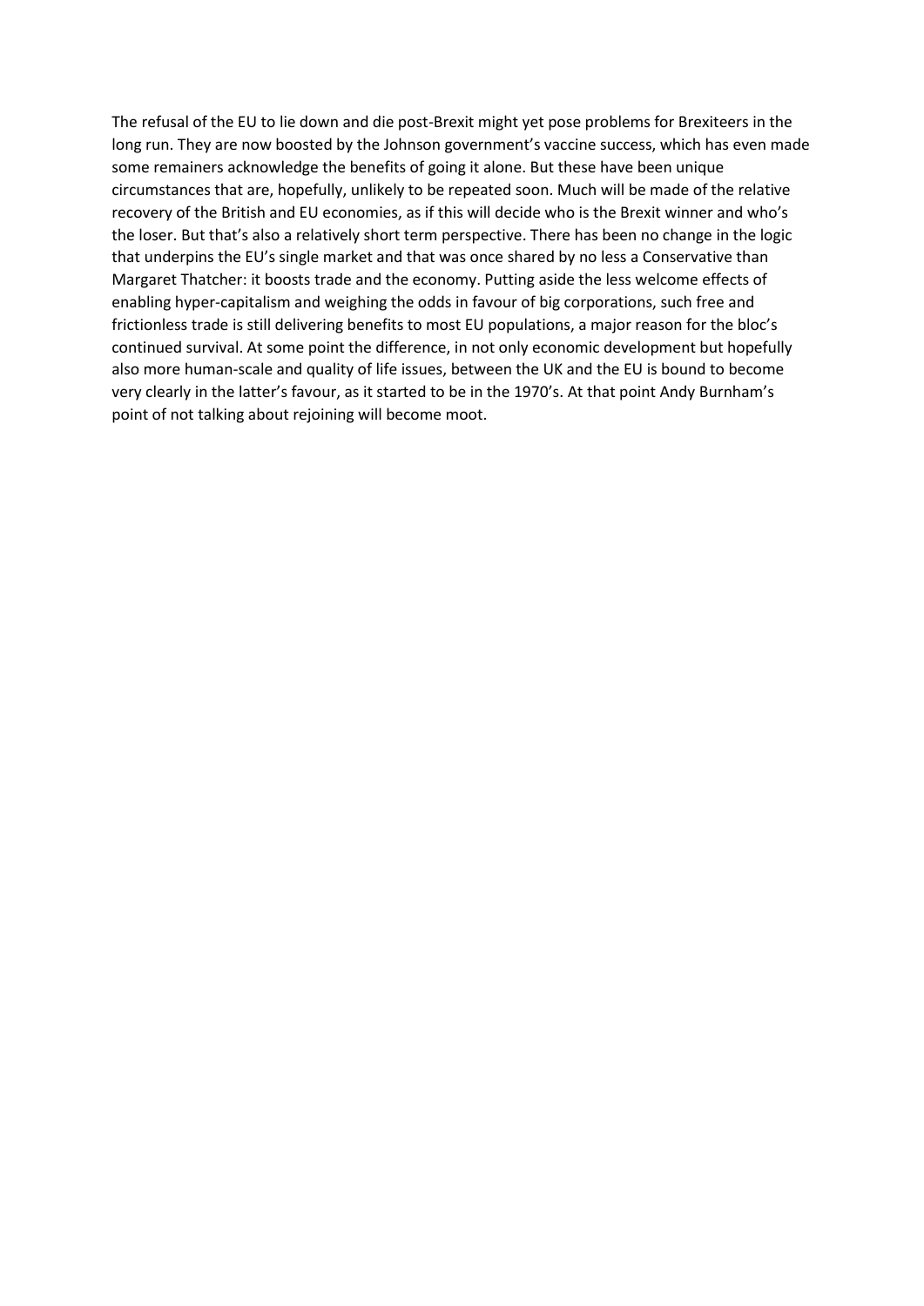The refusal of the EU to lie down and die post-Brexit might yet pose problems for Brexiteers in the long run. They are now boosted by the Johnson government's vaccine success, which has even made some remainers acknowledge the benefits of going it alone. But these have been unique circumstances that are, hopefully, unlikely to be repeated soon. Much will be made of the relative recovery of the British and EU economies, as if this will decide who is the Brexit winner and who's the loser. But that's also a relatively short term perspective. There has been no change in the logic that underpins the EU's single market and that was once shared by no less a Conservative than Margaret Thatcher: it boosts trade and the economy. Putting aside the less welcome effects of enabling hyper-capitalism and weighing the odds in favour of big corporations, such free and frictionless trade is still delivering benefits to most EU populations, a major reason for the bloc's continued survival. At some point the difference, in not only economic development but hopefully also more human-scale and quality of life issues, between the UK and the EU is bound to become very clearly in the latter's favour, as it started to be in the 1970's. At that point Andy Burnham's point of not talking about rejoining will become moot.